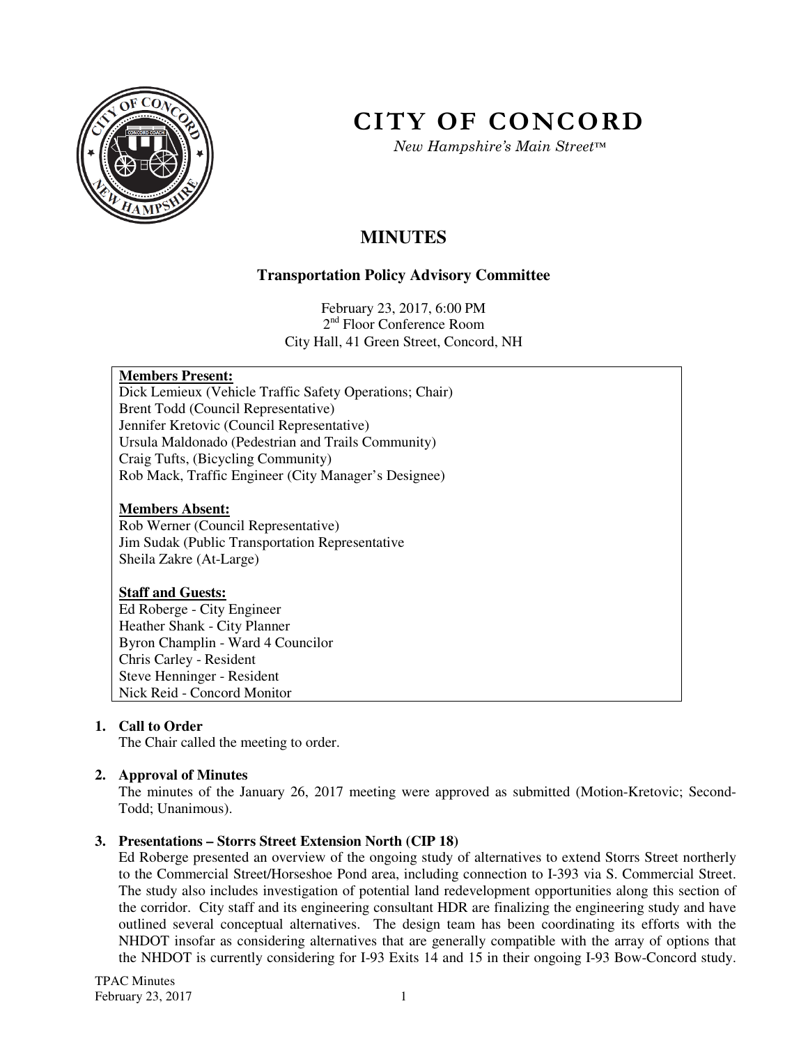# CITY OF CONCORD

*New Hampshire's Main Street™*

## MINUTES

### Transportation Policy Advisory Committee

February 23, 2017, 6:00 PM
2nd Floor Conference Room
City Hall, 41 Green Street, Concord, NH

**Members Present:**
Dick Lemieux (Vehicle Traffic Safety Operations; Chair)
Brent Todd (Council Representative)
Jennifer Kretovic (Council Representative)
Ursula Maldonado (Pedestrian and Trails Community)
Craig Tufts, (Bicycling Community)
Rob Mack, Traffic Engineer (City Manager's Designee)

**Members Absent:**
Rob Werner (Council Representative)
Jim Sudak (Public Transportation Representative
Sheila Zakre (At-Large)

**Staff and Guests:**
Ed Roberge - City Engineer
Heather Shank - City Planner
Byron Champlin - Ward 4 Councilor
Chris Carley - Resident
Steve Henninger - Resident
Nick Reid - Concord Monitor

1. **Call to Order**
   The Chair called the meeting to order.

2. **Approval of Minutes**
   The minutes of the January 26, 2017 meeting were approved as submitted (Motion-Kretovic; Second-Todd; Unanimous).

3. **Presentations – Storrs Street Extension North (CIP 18)**
   Ed Roberge presented an overview of the ongoing study of alternatives to extend Storrs Street northerly to the Commercial Street/Horseshoe Pond area, including connection to I-393 via S. Commercial Street. The study also includes investigation of potential land redevelopment opportunities along this section of the corridor. City staff and its engineering consultant HDR are finalizing the engineering study and have outlined several conceptual alternatives. The design team has been coordinating its efforts with the NHDOT insofar as considering alternatives that are generally compatible with the array of options that the NHDOT is currently considering for I-93 Exits 14 and 15 in their ongoing I-93 Bow-Concord study.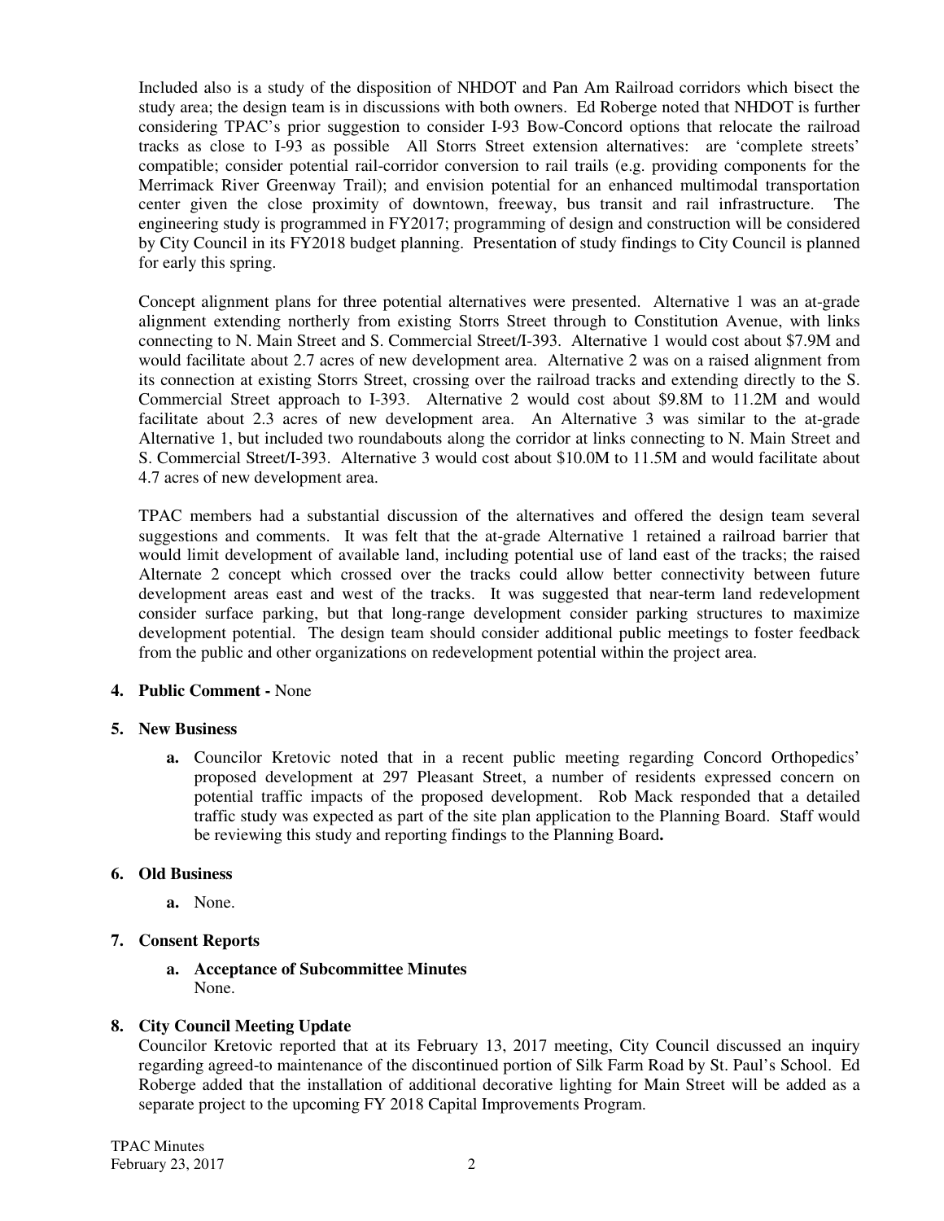Included also is a study of the disposition of NHDOT and Pan Am Railroad corridors which bisect the study area; the design team is in discussions with both owners. Ed Roberge noted that NHDOT is further considering TPAC's prior suggestion to consider I-93 Bow-Concord options that relocate the railroad tracks as close to I-93 as possible All Storrs Street extension alternatives: are 'complete streets' compatible; consider potential rail-corridor conversion to rail trails (e.g. providing components for the Merrimack River Greenway Trail); and envision potential for an enhanced multimodal transportation center given the close proximity of downtown, freeway, bus transit and rail infrastructure. The engineering study is programmed in FY2017; programming of design and construction will be considered by City Council in its FY2018 budget planning. Presentation of study findings to City Council is planned for early this spring.

Concept alignment plans for three potential alternatives were presented. Alternative 1 was an at-grade alignment extending northerly from existing Storrs Street through to Constitution Avenue, with links connecting to N. Main Street and S. Commercial Street/I-393. Alternative 1 would cost about $7.9M and would facilitate about 2.7 acres of new development area. Alternative 2 was on a raised alignment from its connection at existing Storrs Street, crossing over the railroad tracks and extending directly to the S. Commercial Street approach to I-393. Alternative 2 would cost about $9.8M to 11.2M and would facilitate about 2.3 acres of new development area. An Alternative 3 was similar to the at-grade Alternative 1, but included two roundabouts along the corridor at links connecting to N. Main Street and S. Commercial Street/I-393. Alternative 3 would cost about $10.0M to 11.5M and would facilitate about 4.7 acres of new development area.

TPAC members had a substantial discussion of the alternatives and offered the design team several suggestions and comments. It was felt that the at-grade Alternative 1 retained a railroad barrier that would limit development of available land, including potential use of land east of the tracks; the raised Alternate 2 concept which crossed over the tracks could allow better connectivity between future development areas east and west of the tracks. It was suggested that near-term land redevelopment consider surface parking, but that long-range development consider parking structures to maximize development potential. The design team should consider additional public meetings to foster feedback from the public and other organizations on redevelopment potential within the project area.

**4. Public Comment -** None

**5. New Business**

**a.** Councilor Kretovic noted that in a recent public meeting regarding Concord Orthopedics' proposed development at 297 Pleasant Street, a number of residents expressed concern on potential traffic impacts of the proposed development. Rob Mack responded that a detailed traffic study was expected as part of the site plan application to the Planning Board. Staff would be reviewing this study and reporting findings to the Planning Board**.**

**6. Old Business**

**a.** None.

**7. Consent Reports**

**a. Acceptance of Subcommittee Minutes**
None.

**8. City Council Meeting Update**

Councilor Kretovic reported that at its February 13, 2017 meeting, City Council discussed an inquiry regarding agreed-to maintenance of the discontinued portion of Silk Farm Road by St. Paul's School. Ed Roberge added that the installation of additional decorative lighting for Main Street will be added as a separate project to the upcoming FY 2018 Capital Improvements Program.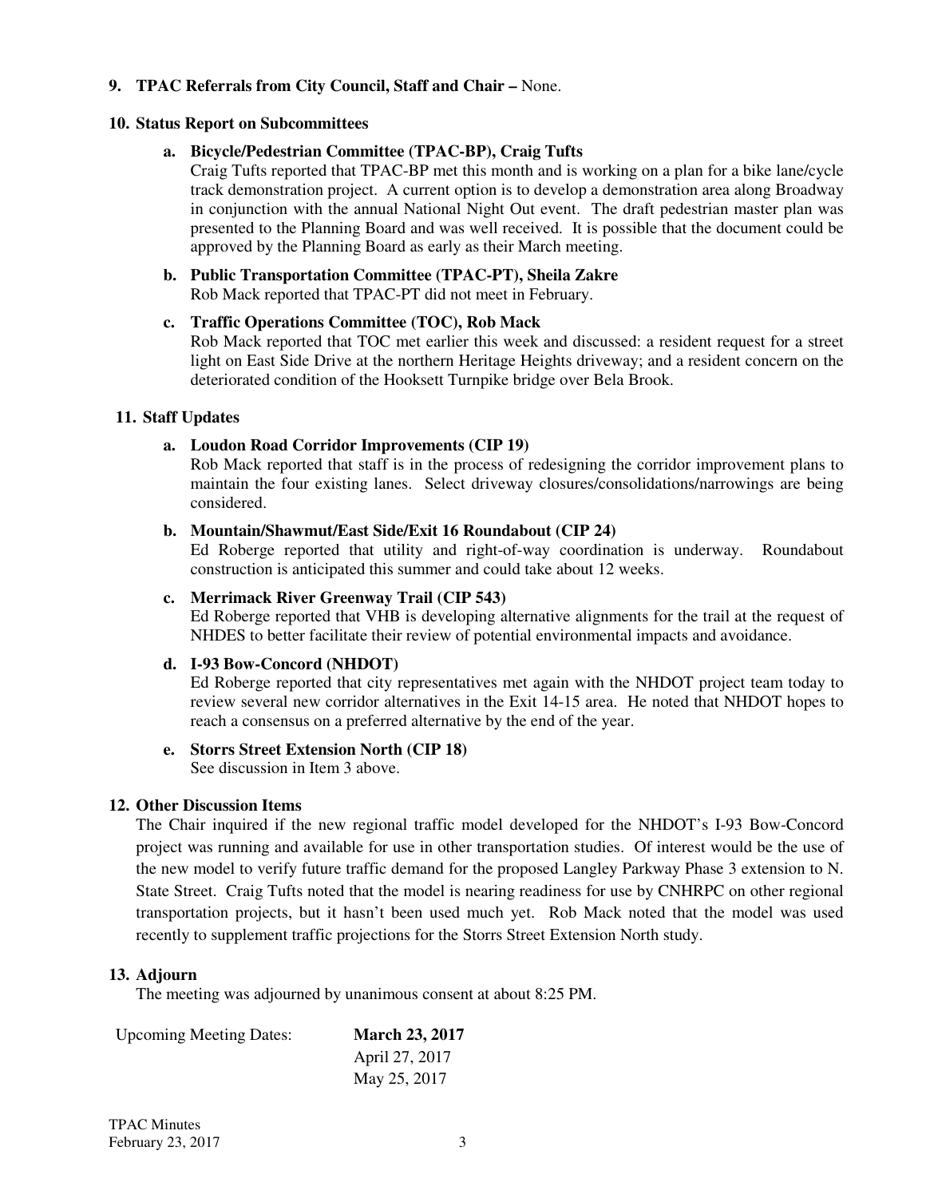**9. TPAC Referrals from City Council, Staff and Chair –** None.

**10. Status Report on Subcommittees**

**a. Bicycle/Pedestrian Committee (TPAC-BP), Craig Tufts**

Craig Tufts reported that TPAC-BP met this month and is working on a plan for a bike lane/cycle track demonstration project. A current option is to develop a demonstration area along Broadway in conjunction with the annual National Night Out event. The draft pedestrian master plan was presented to the Planning Board and was well received. It is possible that the document could be approved by the Planning Board as early as their March meeting.

**b. Public Transportation Committee (TPAC-PT), Sheila Zakre**

Rob Mack reported that TPAC-PT did not meet in February.

**c. Traffic Operations Committee (TOC), Rob Mack**

Rob Mack reported that TOC met earlier this week and discussed: a resident request for a street light on East Side Drive at the northern Heritage Heights driveway; and a resident concern on the deteriorated condition of the Hooksett Turnpike bridge over Bela Brook.

**11. Staff Updates**

**a. Loudon Road Corridor Improvements (CIP 19)**

Rob Mack reported that staff is in the process of redesigning the corridor improvement plans to maintain the four existing lanes. Select driveway closures/consolidations/narrowings are being considered.

**b. Mountain/Shawmut/East Side/Exit 16 Roundabout (CIP 24)**

Ed Roberge reported that utility and right-of-way coordination is underway. Roundabout construction is anticipated this summer and could take about 12 weeks.

**c. Merrimack River Greenway Trail (CIP 543)**

Ed Roberge reported that VHB is developing alternative alignments for the trail at the request of NHDES to better facilitate their review of potential environmental impacts and avoidance.

**d. I-93 Bow-Concord (NHDOT)**

Ed Roberge reported that city representatives met again with the NHDOT project team today to review several new corridor alternatives in the Exit 14-15 area. He noted that NHDOT hopes to reach a consensus on a preferred alternative by the end of the year.

**e. Storrs Street Extension North (CIP 18)**

See discussion in Item 3 above.

**12. Other Discussion Items**

The Chair inquired if the new regional traffic model developed for the NHDOT's I-93 Bow-Concord project was running and available for use in other transportation studies. Of interest would be the use of the new model to verify future traffic demand for the proposed Langley Parkway Phase 3 extension to N. State Street. Craig Tufts noted that the model is nearing readiness for use by CNHRPC on other regional transportation projects, but it hasn't been used much yet. Rob Mack noted that the model was used recently to supplement traffic projections for the Storrs Street Extension North study.

**13. Adjourn**

The meeting was adjourned by unanimous consent at about 8:25 PM.

| | |
|---|---|
| Upcoming Meeting Dates: | **March 23, 2017** |
| | April 27, 2017 |
| | May 25, 2017 |